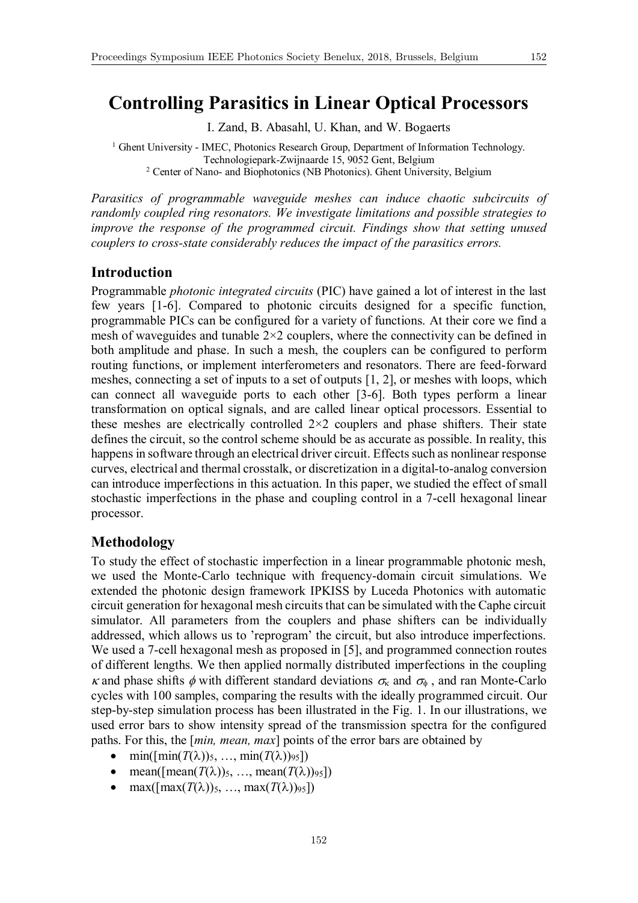# Controlling Parasitics in Linear Optical Processors

I. Zand, B. Abasahl, U. Khan, and W. Bogaerts

[1] Ghent University - IMEC, Photonics Research Group, Department of Information Technology. Technologiepark-Zwijnaarde 15, 9052 Gent, Belgium
[2] Center of Nano- and Biophotonics (NB Photonics). Ghent University, Belgium

*Parasitics of programmable waveguide meshes can induce chaotic subcircuits of randomly coupled ring resonators. We investigate limitations and possible strategies to improve the response of the programmed circuit. Findings show that setting unused couplers to cross-state considerably reduces the impact of the parasitics errors.*

## Introduction

Programmable *photonic integrated circuits* (PIC) have gained a lot of interest in the last few years [1-6]. Compared to photonic circuits designed for a specific function, programmable PICs can be configured for a variety of functions. At their core we find a mesh of waveguides and tunable 2×2 couplers, where the connectivity can be defined in both amplitude and phase. In such a mesh, the couplers can be configured to perform routing functions, or implement interferometers and resonators. There are feed-forward meshes, connecting a set of inputs to a set of outputs [1, 2], or meshes with loops, which can connect all waveguide ports to each other [3-6]. Both types perform a linear transformation on optical signals, and are called linear optical processors. Essential to these meshes are electrically controlled 2×2 couplers and phase shifters. Their state defines the circuit, so the control scheme should be as accurate as possible. In reality, this happens in software through an electrical driver circuit. Effects such as nonlinear response curves, electrical and thermal crosstalk, or discretization in a digital-to-analog conversion can introduce imperfections in this actuation. In this paper, we studied the effect of small stochastic imperfections in the phase and coupling control in a 7-cell hexagonal linear processor.

## Methodology

To study the effect of stochastic imperfection in a linear programmable photonic mesh, we used the Monte-Carlo technique with frequency-domain circuit simulations. We extended the photonic design framework IPKISS by Luceda Photonics with automatic circuit generation for hexagonal mesh circuits that can be simulated with the Caphe circuit simulator. All parameters from the couplers and phase shifters can be individually addressed, which allows us to 'reprogram' the circuit, but also introduce imperfections. We used a 7-cell hexagonal mesh as proposed in [5], and programmed connection routes of different lengths. We then applied normally distributed imperfections in the coupling $\kappa$ and phase shifts $\phi$ with different standard deviations $\sigma_\kappa$ and $\sigma_\phi$ , and ran Monte-Carlo cycles with 100 samples, comparing the results with the ideally programmed circuit. Our step-by-step simulation process has been illustrated in the Fig. 1. In our illustrations, we used error bars to show intensity spread of the transmission spectra for the configured paths. For this, the [*min, mean, max*] points of the error bars are obtained by

- $\min([\min(T(\lambda))_5, \ldots, \min(T(\lambda))_{95}])$
- $\mathrm{mean}([\mathrm{mean}(T(\lambda))_5, \ldots, \mathrm{mean}(T(\lambda))_{95}])$
- $\max([\max(T(\lambda))_5, \ldots, \max(T(\lambda))_{95}])$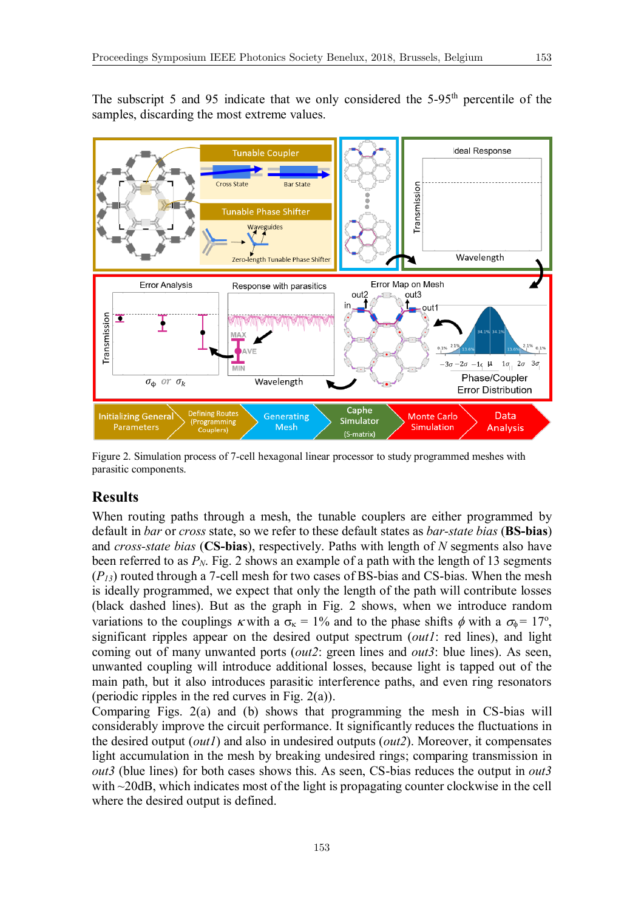The subscript 5 and 95 indicate that we only considered the 5-95[th] percentile of the samples, discarding the most extreme values.

Figure 2. Simulation process of 7-cell hexagonal linear processor to study programmed meshes with parasitic components.

## Results

When routing paths through a mesh, the tunable couplers are either programmed by default in *bar* or *cross* state, so we refer to these default states as *bar-state bias* (**BS-bias**) and *cross-state bias* (**CS-bias**), respectively. Paths with length of $N$ segments also have been referred to as $P_N$. Fig. 2 shows an example of a path with the length of 13 segments ($P_{13}$) routed through a 7-cell mesh for two cases of BS-bias and CS-bias. When the mesh is ideally programmed, we expect that only the length of the path will contribute losses (black dashed lines). But as the graph in Fig. 2 shows, when we introduce random variations to the couplings $\kappa$ with a $\sigma_\kappa$ = 1% and to the phase shifts $\phi$ with a $\sigma_\phi$ = 17°, significant ripples appear on the desired output spectrum (*out1*: red lines), and light coming out of many unwanted ports (*out2*: green lines and *out3*: blue lines). As seen, unwanted coupling will introduce additional losses, because light is tapped out of the main path, but it also introduces parasitic interference paths, and even ring resonators (periodic ripples in the red curves in Fig. 2(a)).

Comparing Figs. 2(a) and (b) shows that programming the mesh in CS-bias will considerably improve the circuit performance. It significantly reduces the fluctuations in the desired output (*out1*) and also in undesired outputs (*out2*). Moreover, it compensates light accumulation in the mesh by breaking undesired rings; comparing transmission in *out3* (blue lines) for both cases shows this. As seen, CS-bias reduces the output in *out3* with ~20dB, which indicates most of the light is propagating counter clockwise in the cell where the desired output is defined.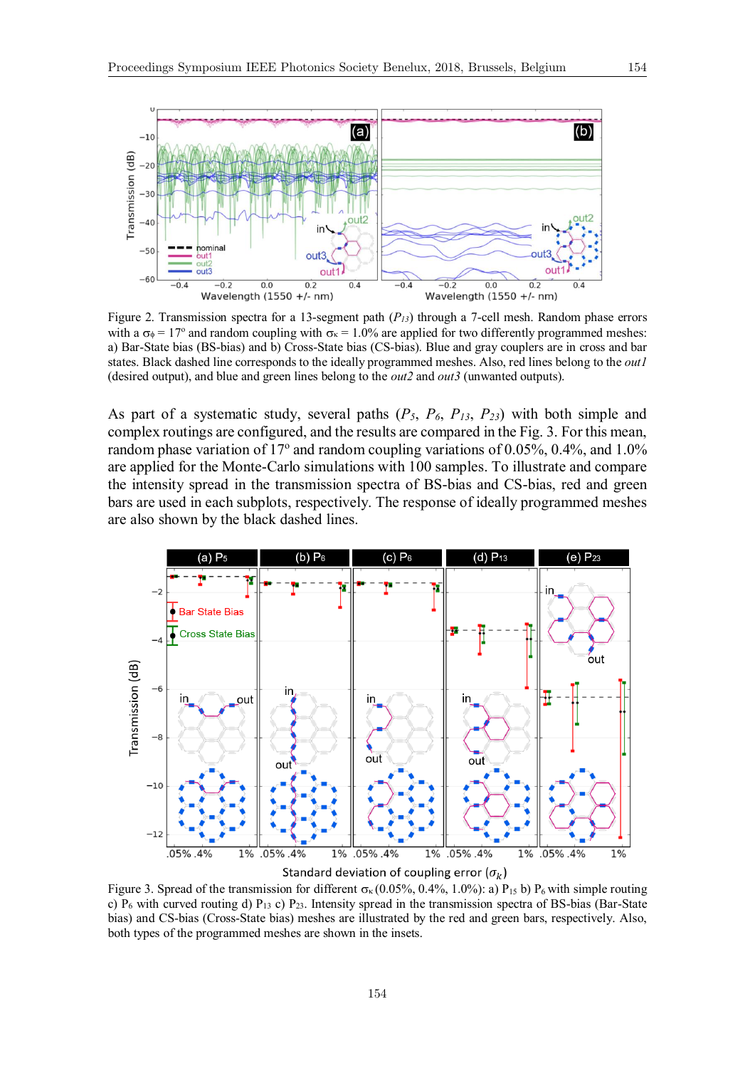Figure 2. Transmission spectra for a 13-segment path ($P_{13}$) through a 7-cell mesh. Random phase errors with a $\sigma_\phi = 17^o$ and random coupling with $\sigma_\kappa = 1.0\%$ are applied for two differently programmed meshes: a) Bar-State bias (BS-bias) and b) Cross-State bias (CS-bias). Blue and gray couplers are in cross and bar states. Black dashed line corresponds to the ideally programmed meshes. Also, red lines belong to the *out1* (desired output), and blue and green lines belong to the *out2* and *out3* (unwanted outputs).

As part of a systematic study, several paths ($P_5$, $P_6$, $P_{13}$, $P_{23}$) with both simple and complex routings are configured, and the results are compared in the Fig. 3. For this mean, random phase variation of 17° and random coupling variations of 0.05%, 0.4%, and 1.0% are applied for the Monte-Carlo simulations with 100 samples. To illustrate and compare the intensity spread in the transmission spectra of BS-bias and CS-bias, red and green bars are used in each subplots, respectively. The response of ideally programmed meshes are also shown by the black dashed lines.

Figure 3. Spread of the transmission for different $\sigma_\kappa$ (0.05%, 0.4%, 1.0%): a) $P_{15}$ b) $P_6$ with simple routing c) $P_6$ with curved routing d) $P_{13}$ c) $P_{23}$. Intensity spread in the transmission spectra of BS-bias (Bar-State bias) and CS-bias (Cross-State bias) meshes are illustrated by the red and green bars, respectively. Also, both types of the programmed meshes are shown in the insets.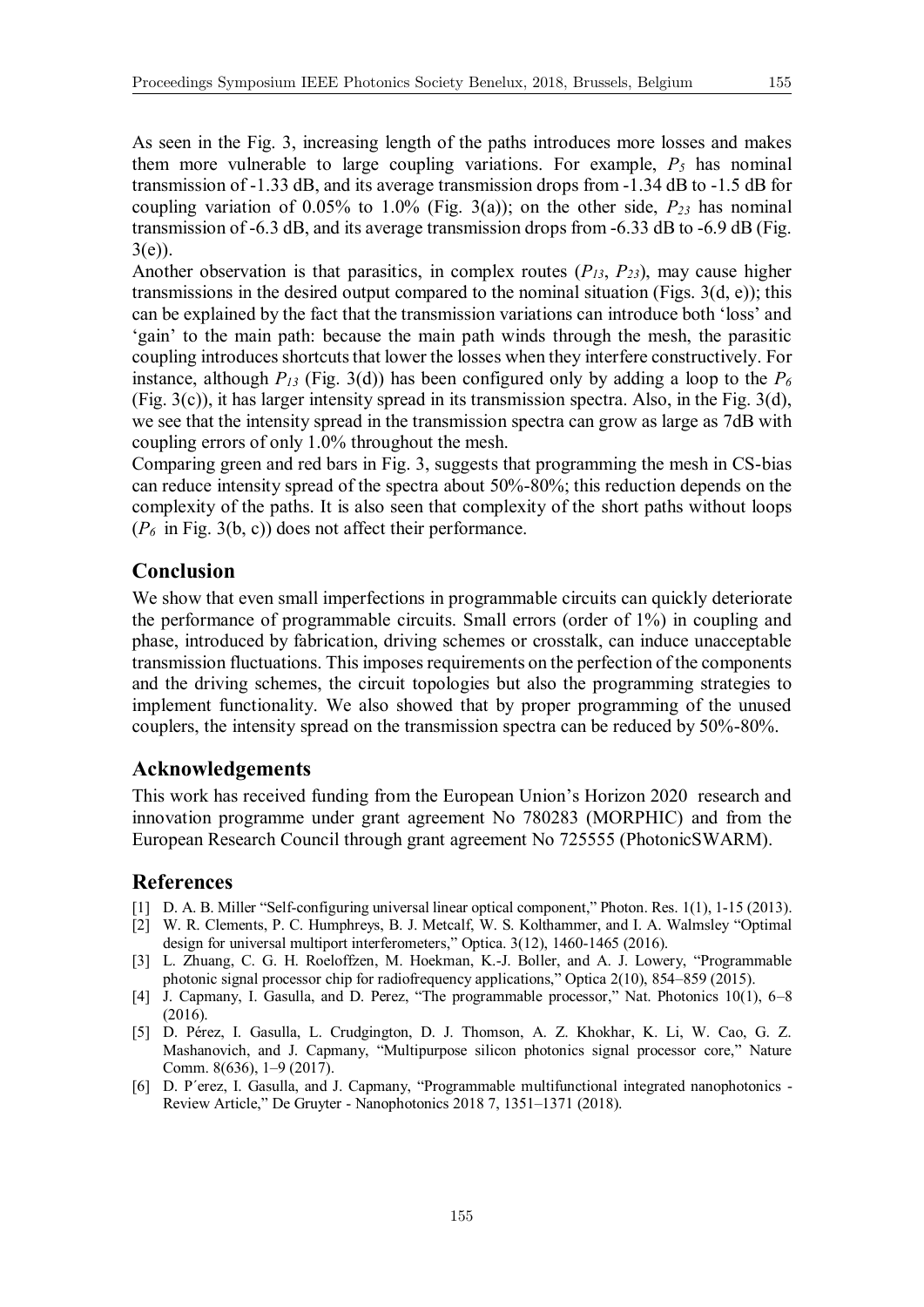As seen in the Fig. 3, increasing length of the paths introduces more losses and makes them more vulnerable to large coupling variations. For example, $P_5$ has nominal transmission of -1.33 dB, and its average transmission drops from -1.34 dB to -1.5 dB for coupling variation of 0.05% to 1.0% (Fig. 3(a)); on the other side, $P_{23}$ has nominal transmission of -6.3 dB, and its average transmission drops from -6.33 dB to -6.9 dB (Fig. 3(e)).

Another observation is that parasitics, in complex routes ($P_{13}$, $P_{23}$), may cause higher transmissions in the desired output compared to the nominal situation (Figs. 3(d, e)); this can be explained by the fact that the transmission variations can introduce both 'loss' and 'gain' to the main path: because the main path winds through the mesh, the parasitic coupling introduces shortcuts that lower the losses when they interfere constructively. For instance, although $P_{13}$ (Fig. 3(d)) has been configured only by adding a loop to the $P_6$ (Fig. 3(c)), it has larger intensity spread in its transmission spectra. Also, in the Fig. 3(d), we see that the intensity spread in the transmission spectra can grow as large as 7dB with coupling errors of only 1.0% throughout the mesh.

Comparing green and red bars in Fig. 3, suggests that programming the mesh in CS-bias can reduce intensity spread of the spectra about 50%-80%; this reduction depends on the complexity of the paths. It is also seen that complexity of the short paths without loops ($P_6$ in Fig. 3(b, c)) does not affect their performance.

## Conclusion

We show that even small imperfections in programmable circuits can quickly deteriorate the performance of programmable circuits. Small errors (order of 1%) in coupling and phase, introduced by fabrication, driving schemes or crosstalk, can induce unacceptable transmission fluctuations. This imposes requirements on the perfection of the components and the driving schemes, the circuit topologies but also the programming strategies to implement functionality. We also showed that by proper programming of the unused couplers, the intensity spread on the transmission spectra can be reduced by 50%-80%.

## Acknowledgements

This work has received funding from the European Union's Horizon 2020 research and innovation programme under grant agreement No 780283 (MORPHIC) and from the European Research Council through grant agreement No 725555 (PhotonicSWARM).

## References

[1] D. A. B. Miller "Self-configuring universal linear optical component," Photon. Res. 1(1), 1-15 (2013).

[2] W. R. Clements, P. C. Humphreys, B. J. Metcalf, W. S. Kolthammer, and I. A. Walmsley "Optimal design for universal multiport interferometers," Optica. 3(12), 1460-1465 (2016).

[3] L. Zhuang, C. G. H. Roeloffzen, M. Hoekman, K.-J. Boller, and A. J. Lowery, "Programmable photonic signal processor chip for radiofrequency applications," Optica 2(10), 854–859 (2015).

[4] J. Capmany, I. Gasulla, and D. Perez, "The programmable processor," Nat. Photonics 10(1), 6–8 (2016).

[5] D. Pérez, I. Gasulla, L. Crudgington, D. J. Thomson, A. Z. Khokhar, K. Li, W. Cao, G. Z. Mashanovich, and J. Capmany, "Multipurpose silicon photonics signal processor core," Nature Comm. 8(636), 1–9 (2017).

[6] D. P´erez, I. Gasulla, and J. Capmany, "Programmable multifunctional integrated nanophotonics - Review Article," De Gruyter - Nanophotonics 2018 7, 1351–1371 (2018).